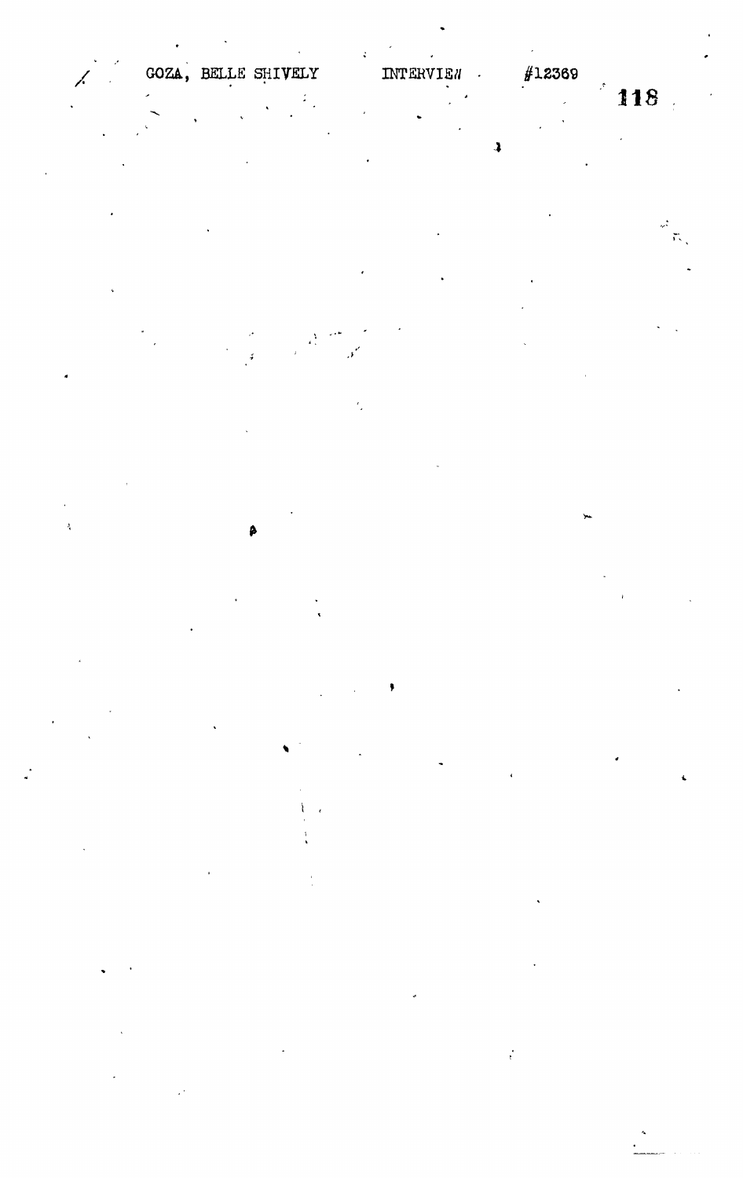GOZA, BELLE SHIVELY INTERVIEW #12369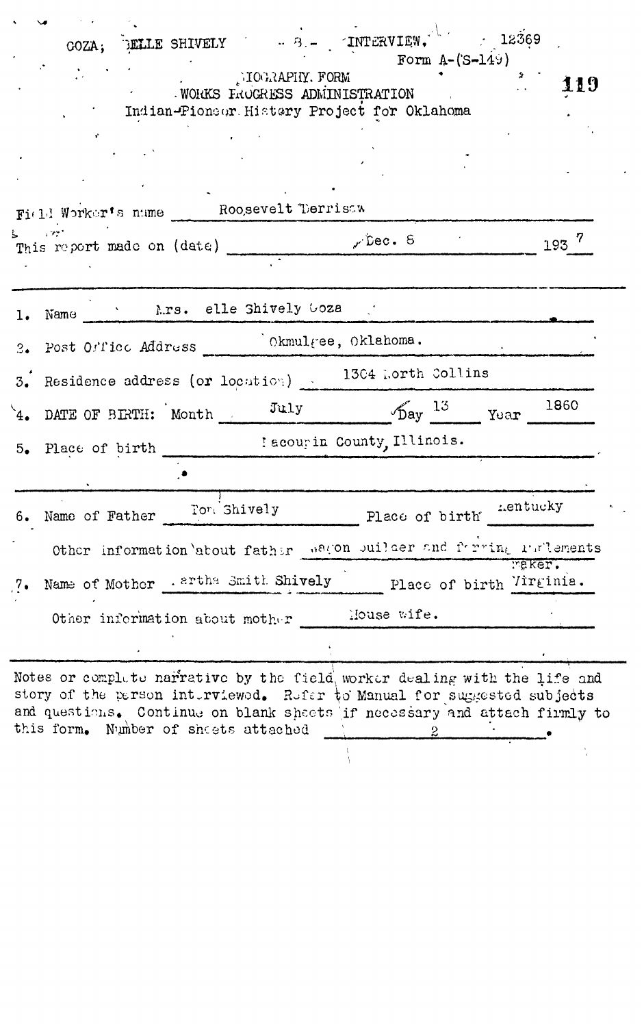GOZA, BELLE SHIVELY - 8 - INTERVIEW. 12369

Form A-(S-149)

BIOGRAPHY FORM
WORKS PROGRESS ADMINISTRATION
Indian-Pioneer History Project for Oklahoma

119

Field Worker's name Roosevelt Berrisaw

This report made on (date) Dec. 8 1937

1. Name Mrs. Belle Shively Goza
2. Post Office Address Okmulgee, Oklahoma.
3. Residence address (or location) 1304 North Collins
4. DATE OF BIRTH: Month July Day 13 Year 1860
5. Place of birth Macoupin County, Illinois.

6. Name of Father Tom Shively Place of birth Kentucky

Other information about father wagon builder and farming implements maker.

7. Name of Mother Martha Smith Shively Place of birth Virginia.

Other information about mother House wife.

Notes or complete narrative by the field worker dealing with the life and story of the person interviewed. Refer to Manual for suggested subjects and questions. Continue on blank sheets if necessary and attach firmly to this form. Number of sheets attached 2.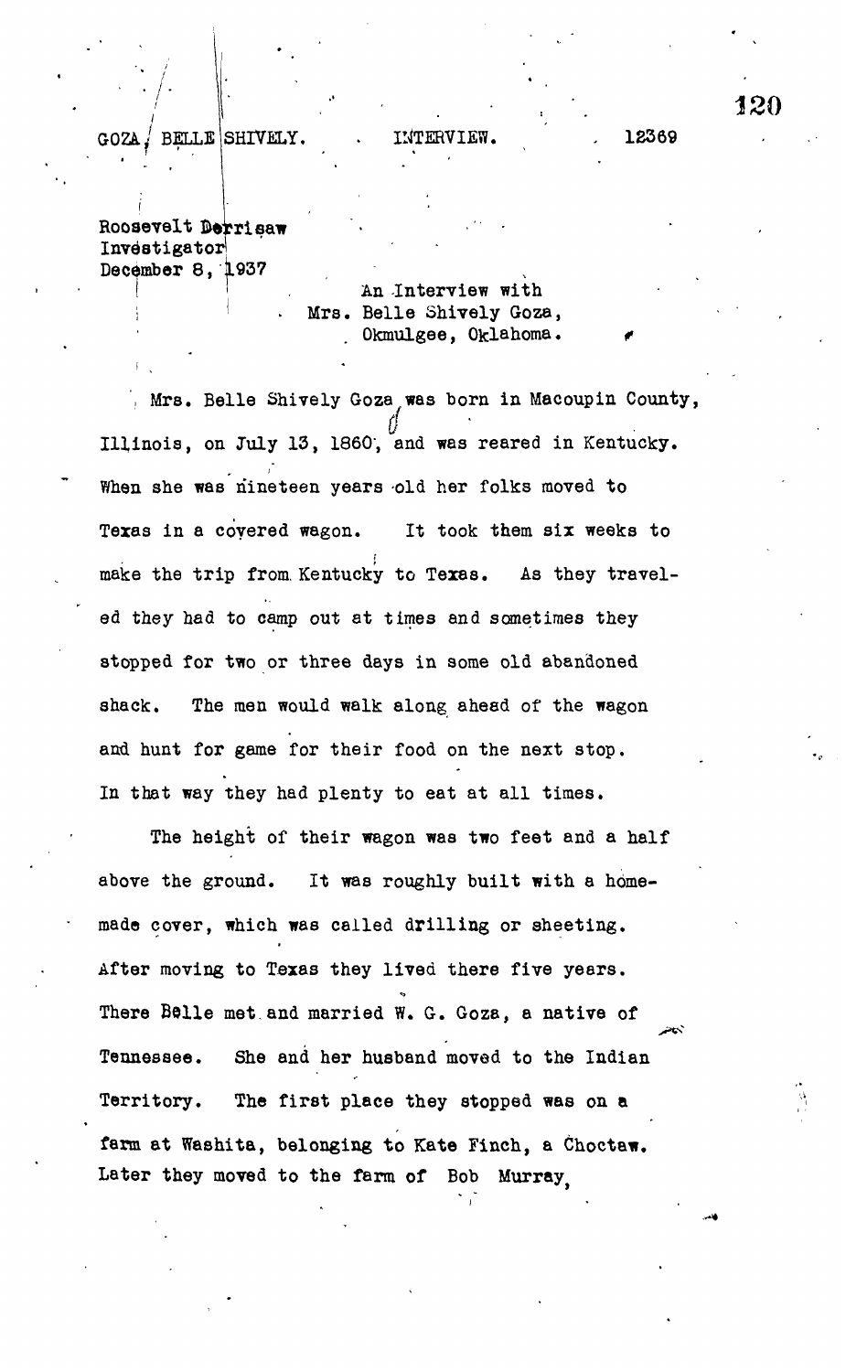GOZA, BELLE SHIVELY. INTERVIEW. 12369

Roosevelt Derrisaw
Investigator
December 8, 1937

An Interview with
Mrs. Belle Shively Goza,
Okmulgee, Oklahoma.

Mrs. Belle Shively Goza was born in Macoupin County, Illinois, on July 13, 1860, and was reared in Kentucky. When she was nineteen years old her folks moved to Texas in a covered wagon. It took them six weeks to make the trip from Kentucky to Texas. As they traveled they had to camp out at times and sometimes they stopped for two or three days in some old abandoned shack. The men would walk along ahead of the wagon and hunt for game for their food on the next stop. In that way they had plenty to eat at all times.

The height of their wagon was two feet and a half above the ground. It was roughly built with a homemade cover, which was called drilling or sheeting. After moving to Texas they lived there five years. There Belle met and married W. G. Goza, a native of Tennessee. She and her husband moved to the Indian Territory. The first place they stopped was on a farm at Washita, belonging to Kate Finch, a Choctaw. Later they moved to the farm of Bob Murray,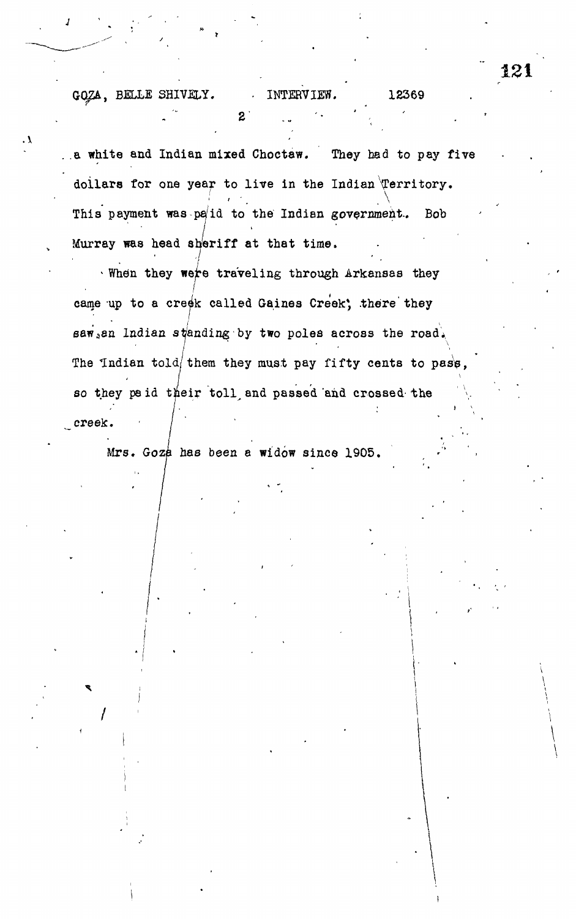a white and Indian mixed Choctaw. They had to pay five dollars for one year to live in the Indian Territory. This payment was paid to the Indian government. Bob Murray was head sheriff at that time.

When they were traveling through Arkansas they came up to a creek called Gaines Creek, there they saw an Indian standing by two poles across the road. The Indian told them they must pay fifty cents to pass, so they paid their toll and passed and crossed the creek.

Mrs. Goza has been a widow since 1905.